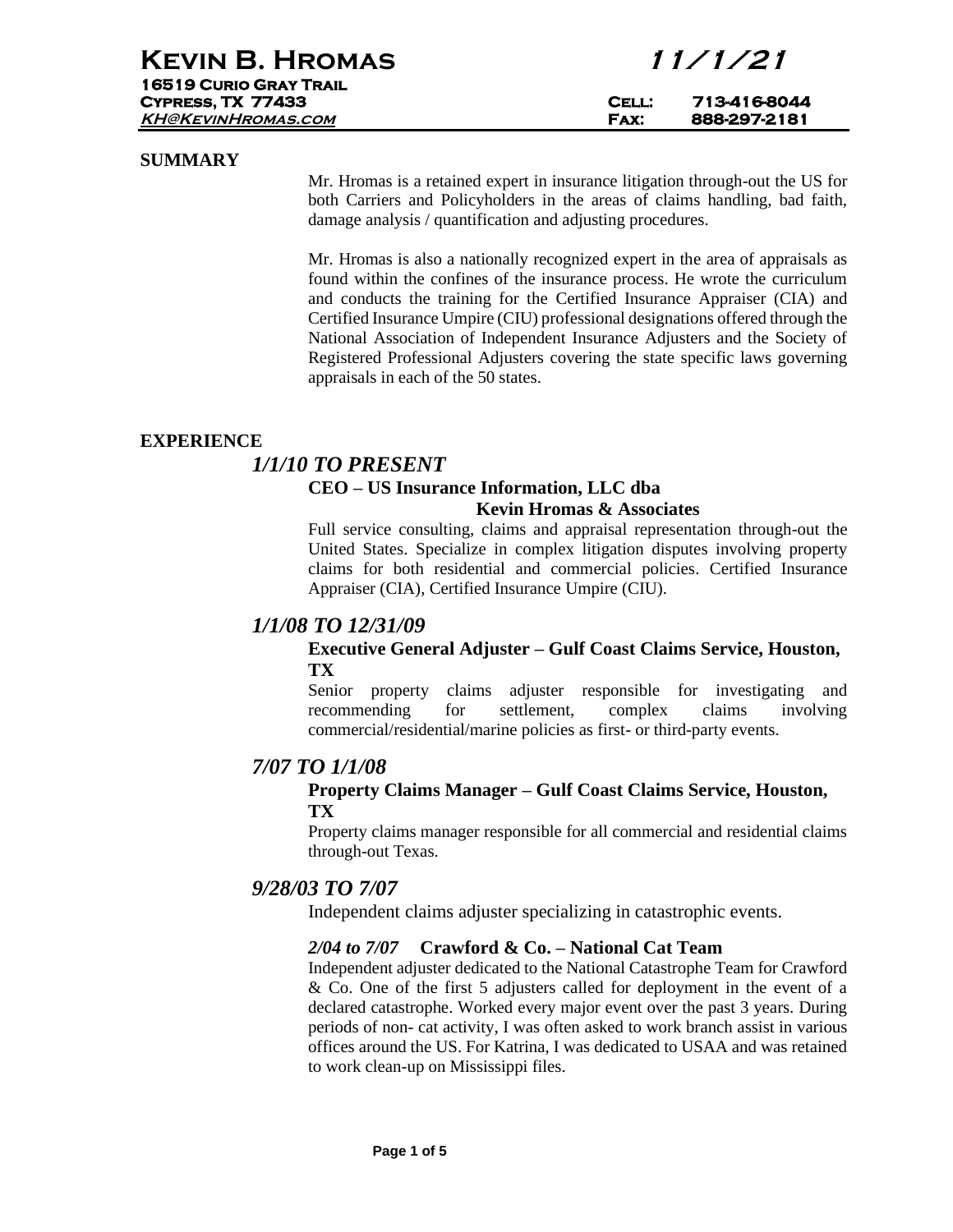# Kevin B. Hromas

**11/1/21**

16519 Curio Gray Trail
Cypress, TX 77433
KH@KevinHromas.com

Cell: 713-416-8044
Fax: 888-297-2181

## SUMMARY

Mr. Hromas is a retained expert in insurance litigation through-out the US for both Carriers and Policyholders in the areas of claims handling, bad faith, damage analysis / quantification and adjusting procedures.

Mr. Hromas is also a nationally recognized expert in the area of appraisals as found within the confines of the insurance process. He wrote the curriculum and conducts the training for the Certified Insurance Appraiser (CIA) and Certified Insurance Umpire (CIU) professional designations offered through the National Association of Independent Insurance Adjusters and the Society of Registered Professional Adjusters covering the state specific laws governing appraisals in each of the 50 states.

## EXPERIENCE

### *1/1/10 TO PRESENT*

**CEO – US Insurance Information, LLC dba Kevin Hromas & Associates**

Full service consulting, claims and appraisal representation through-out the United States. Specialize in complex litigation disputes involving property claims for both residential and commercial policies. Certified Insurance Appraiser (CIA), Certified Insurance Umpire (CIU).

### *1/1/08 TO 12/31/09*

**Executive General Adjuster – Gulf Coast Claims Service, Houston, TX**

Senior property claims adjuster responsible for investigating and recommending for settlement, complex claims involving commercial/residential/marine policies as first- or third-party events.

### *7/07 TO 1/1/08*

**Property Claims Manager – Gulf Coast Claims Service, Houston, TX**

Property claims manager responsible for all commercial and residential claims through-out Texas.

### *9/28/03 TO 7/07*

Independent claims adjuster specializing in catastrophic events.

***2/04 to 7/07*** **Crawford & Co. – National Cat Team**

Independent adjuster dedicated to the National Catastrophe Team for Crawford & Co. One of the first 5 adjusters called for deployment in the event of a declared catastrophe. Worked every major event over the past 3 years. During periods of non- cat activity, I was often asked to work branch assist in various offices around the US. For Katrina, I was dedicated to USAA and was retained to work clean-up on Mississippi files.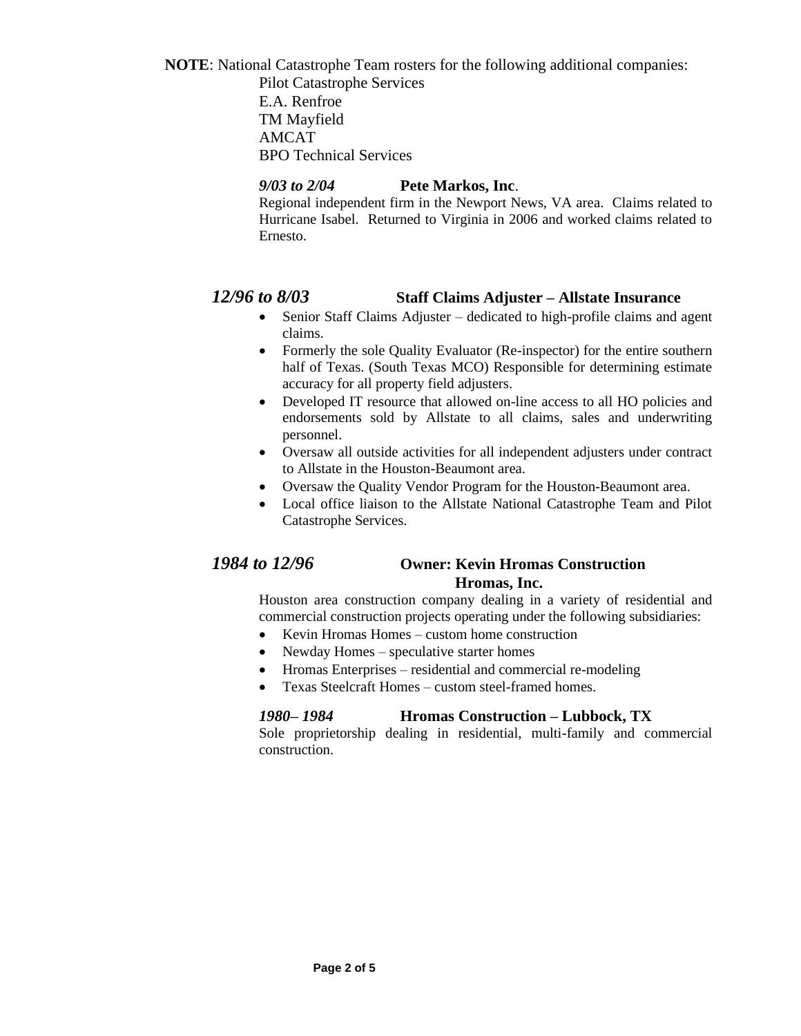**NOTE**: National Catastrophe Team rosters for the following additional companies:

Pilot Catastrophe Services
E.A. Renfroe
TM Mayfield
AMCAT
BPO Technical Services

***9/03 to 2/04*** **Pete Markos, Inc**.

Regional independent firm in the Newport News, VA area. Claims related to Hurricane Isabel. Returned to Virginia in 2006 and worked claims related to Ernesto.

### *12/96 to 8/03* Staff Claims Adjuster – Allstate Insurance

- Senior Staff Claims Adjuster – dedicated to high-profile claims and agent claims.
- Formerly the sole Quality Evaluator (Re-inspector) for the entire southern half of Texas. (South Texas MCO) Responsible for determining estimate accuracy for all property field adjusters.
- Developed IT resource that allowed on-line access to all HO policies and endorsements sold by Allstate to all claims, sales and underwriting personnel.
- Oversaw all outside activities for all independent adjusters under contract to Allstate in the Houston-Beaumont area.
- Oversaw the Quality Vendor Program for the Houston-Beaumont area.
- Local office liaison to the Allstate National Catastrophe Team and Pilot Catastrophe Services.

### *1984 to 12/96* Owner: Kevin Hromas Construction Hromas, Inc.

Houston area construction company dealing in a variety of residential and commercial construction projects operating under the following subsidiaries:

- Kevin Hromas Homes – custom home construction
- Newday Homes – speculative starter homes
- Hromas Enterprises – residential and commercial re-modeling
- Texas Steelcraft Homes – custom steel-framed homes.

***1980– 1984*** **Hromas Construction – Lubbock, TX**

Sole proprietorship dealing in residential, multi-family and commercial construction.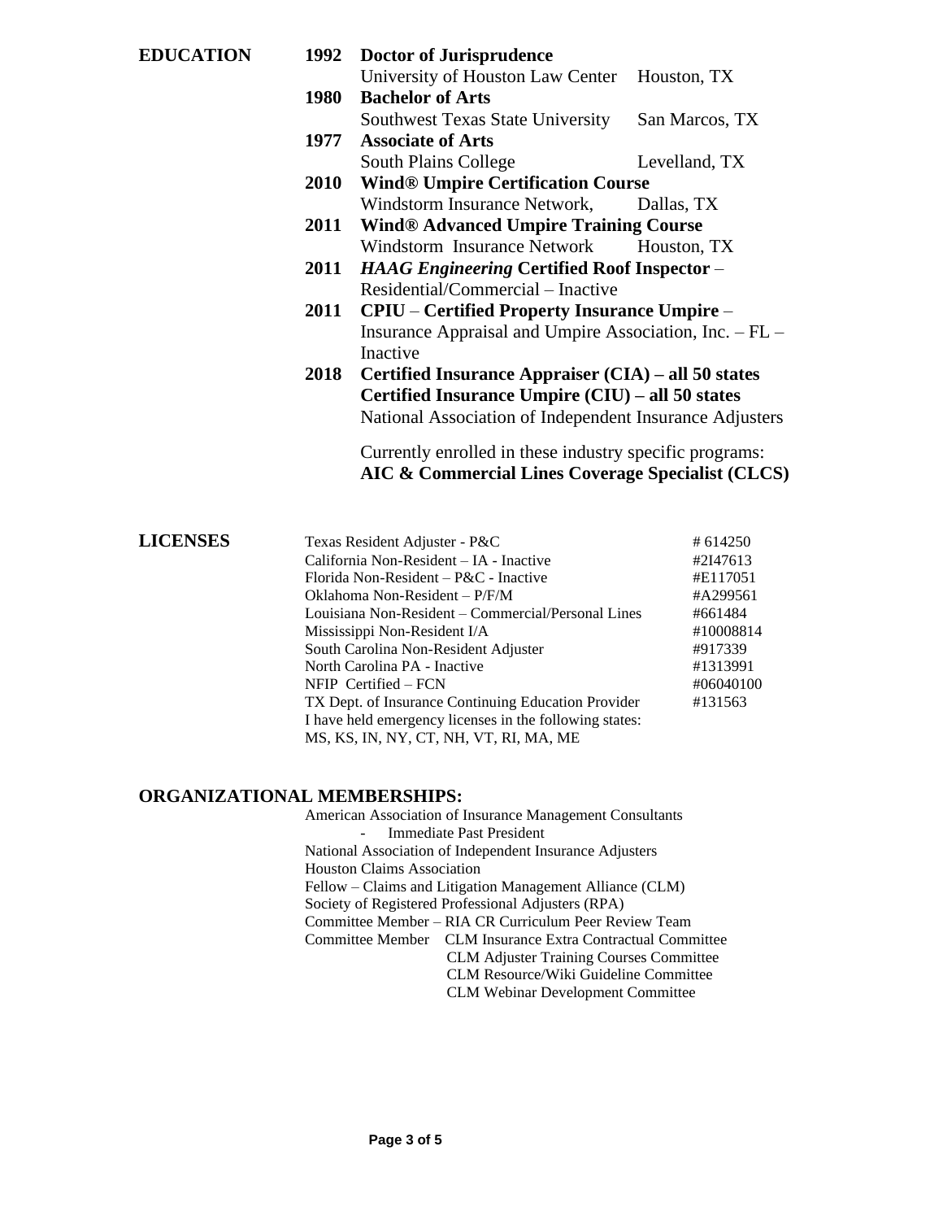## EDUCATION

**1992 Doctor of Jurisprudence**
University of Houston Law Center — Houston, TX

**1980 Bachelor of Arts**
Southwest Texas State University — San Marcos, TX

**1977 Associate of Arts**
South Plains College — Levelland, TX

**2010 Wind® Umpire Certification Course**
Windstorm Insurance Network, — Dallas, TX

**2011 Wind® Advanced Umpire Training Course**
Windstorm Insurance Network — Houston, TX

**2011 *HAAG Engineering* Certified Roof Inspector** – Residential/Commercial – Inactive

**2011 CPIU – Certified Property Insurance Umpire** – Insurance Appraisal and Umpire Association, Inc. – FL – Inactive

**2018 Certified Insurance Appraiser (CIA) – all 50 states**
**Certified Insurance Umpire (CIU) – all 50 states**
National Association of Independent Insurance Adjusters

Currently enrolled in these industry specific programs:
**AIC & Commercial Lines Coverage Specialist (CLCS)**

## LICENSES

| License | Number |
|---|---|
| Texas Resident Adjuster - P&C | # 614250 |
| California Non-Resident – IA - Inactive | #2I47613 |
| Florida Non-Resident – P&C - Inactive | #E117051 |
| Oklahoma Non-Resident – P/F/M | #A299561 |
| Louisiana Non-Resident – Commercial/Personal Lines | #661484 |
| Mississippi Non-Resident I/A | #10008814 |
| South Carolina Non-Resident Adjuster | #917339 |
| North Carolina PA - Inactive | #1313991 |
| NFIP Certified – FCN | #06040100 |
| TX Dept. of Insurance Continuing Education Provider | #131563 |

I have held emergency licenses in the following states:
MS, KS, IN, NY, CT, NH, VT, RI, MA, ME

## ORGANIZATIONAL MEMBERSHIPS:

American Association of Insurance Management Consultants
- Immediate Past President

National Association of Independent Insurance Adjusters
Houston Claims Association
Fellow – Claims and Litigation Management Alliance (CLM)
Society of Registered Professional Adjusters (RPA)
Committee Member – RIA CR Curriculum Peer Review Team
Committee Member — CLM Insurance Extra Contractual Committee
CLM Adjuster Training Courses Committee
CLM Resource/Wiki Guideline Committee
CLM Webinar Development Committee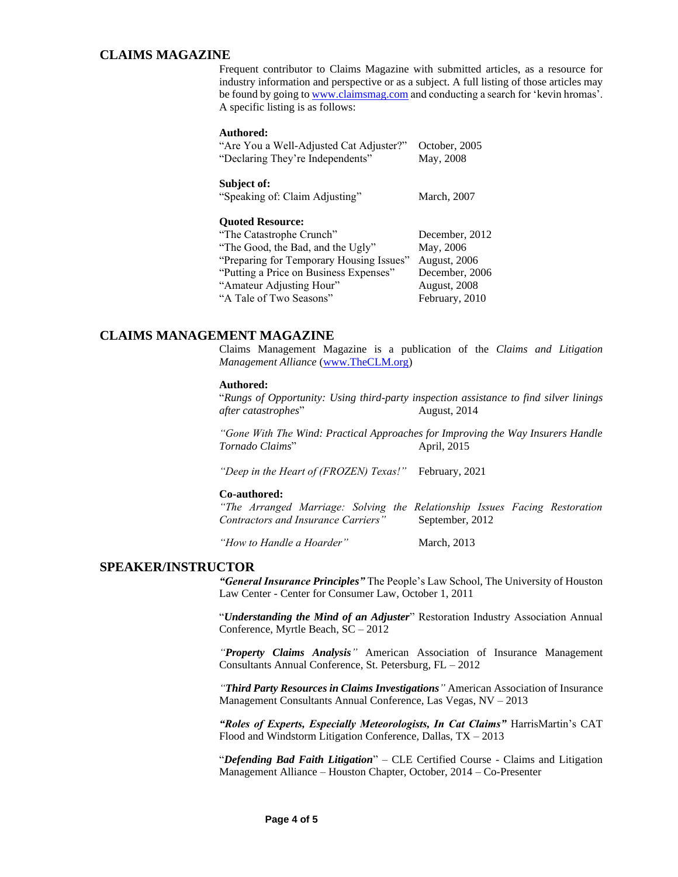## CLAIMS MAGAZINE

Frequent contributor to Claims Magazine with submitted articles, as a resource for industry information and perspective or as a subject. A full listing of those articles may be found by going to www.claimsmag.com and conducting a search for 'kevin hromas'. A specific listing is as follows:

**Authored:**

| | |
|---|---|
| "Are You a Well-Adjusted Cat Adjuster?" | October, 2005 |
| "Declaring They're Independents" | May, 2008 |

**Subject of:**

| | |
|---|---|
| "Speaking of: Claim Adjusting" | March, 2007 |

**Quoted Resource:**

| | |
|---|---|
| "The Catastrophe Crunch" | December, 2012 |
| "The Good, the Bad, and the Ugly" | May, 2006 |
| "Preparing for Temporary Housing Issues" | August, 2006 |
| "Putting a Price on Business Expenses" | December, 2006 |
| "Amateur Adjusting Hour" | August, 2008 |
| "A Tale of Two Seasons" | February, 2010 |

## CLAIMS MANAGEMENT MAGAZINE

Claims Management Magazine is a publication of the *Claims and Litigation Management Alliance* (www.TheCLM.org)

**Authored:**

"*Rungs of Opportunity: Using third-party inspection assistance to find silver linings after catastrophes*" August, 2014

*"Gone With The Wind: Practical Approaches for Improving the Way Insurers Handle Tornado Claims*" April, 2015

*"Deep in the Heart of (FROZEN) Texas!"* February, 2021

**Co-authored:**

*"The Arranged Marriage: Solving the Relationship Issues Facing Restoration Contractors and Insurance Carriers"* September, 2012

*"How to Handle a Hoarder"* March, 2013

## SPEAKER/INSTRUCTOR

***"General Insurance Principles"*** The People's Law School, The University of Houston Law Center - Center for Consumer Law, October 1, 2011

"***Understanding the Mind of an Adjuster***" Restoration Industry Association Annual Conference, Myrtle Beach, SC – 2012

*"**Property Claims Analysis**"* American Association of Insurance Management Consultants Annual Conference, St. Petersburg, FL – 2012

*"**Third Party Resources in Claims Investigations**"* American Association of Insurance Management Consultants Annual Conference, Las Vegas, NV – 2013

***"Roles of Experts, Especially Meteorologists, In Cat Claims"*** HarrisMartin's CAT Flood and Windstorm Litigation Conference, Dallas, TX – 2013

"***Defending Bad Faith Litigation***" – CLE Certified Course - Claims and Litigation Management Alliance – Houston Chapter, October, 2014 – Co-Presenter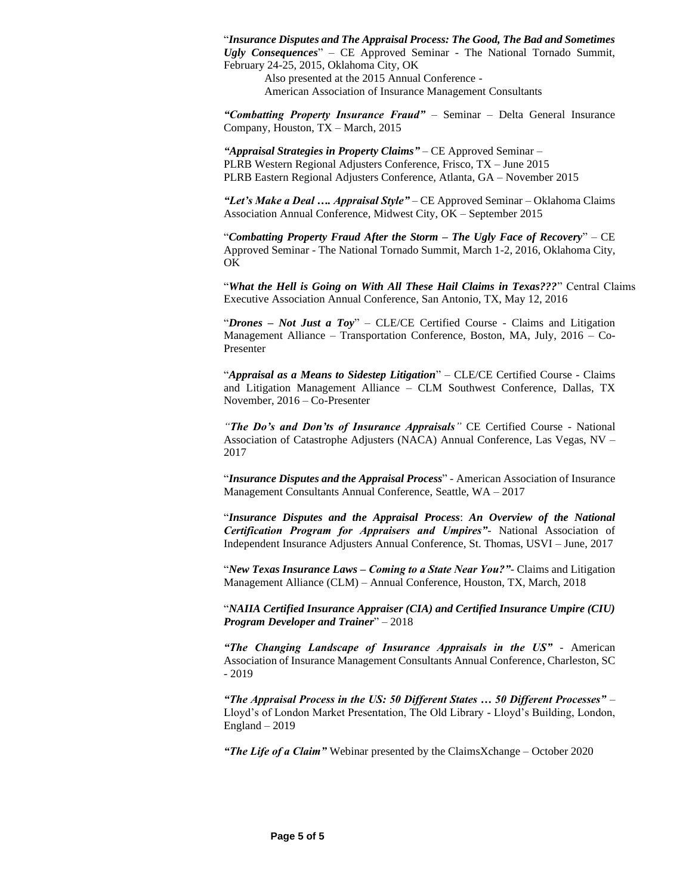"***Insurance Disputes and The Appraisal Process: The Good, The Bad and Sometimes Ugly Consequences***" – CE Approved Seminar - The National Tornado Summit, February 24-25, 2015, Oklahoma City, OK

Also presented at the 2015 Annual Conference -
American Association of Insurance Management Consultants

***"Combatting Property Insurance Fraud"*** – Seminar – Delta General Insurance Company, Houston, TX – March, 2015

***"Appraisal Strategies in Property Claims"*** – CE Approved Seminar –
PLRB Western Regional Adjusters Conference, Frisco, TX – June 2015
PLRB Eastern Regional Adjusters Conference, Atlanta, GA – November 2015

***"Let's Make a Deal …. Appraisal Style"*** – CE Approved Seminar – Oklahoma Claims Association Annual Conference, Midwest City, OK – September 2015

"***Combatting Property Fraud After the Storm – The Ugly Face of Recovery***" – CE Approved Seminar - The National Tornado Summit, March 1-2, 2016, Oklahoma City, OK

"***What the Hell is Going on With All These Hail Claims in Texas???***" Central Claims Executive Association Annual Conference, San Antonio, TX, May 12, 2016

"***Drones – Not Just a Toy***" – CLE/CE Certified Course - Claims and Litigation Management Alliance – Transportation Conference, Boston, MA, July, 2016 – Co-Presenter

"***Appraisal as a Means to Sidestep Litigation***" – CLE/CE Certified Course - Claims and Litigation Management Alliance – CLM Southwest Conference, Dallas, TX November, 2016 – Co-Presenter

*"**The Do's and Don'ts of Insurance Appraisals**"* CE Certified Course - National Association of Catastrophe Adjusters (NACA) Annual Conference, Las Vegas, NV – 2017

"***Insurance Disputes and the Appraisal Process***" - American Association of Insurance Management Consultants Annual Conference, Seattle, WA – 2017

"***Insurance Disputes and the Appraisal Process***: ***An Overview of the National Certification Program for Appraisers and Umpires"***- National Association of Independent Insurance Adjusters Annual Conference, St. Thomas, USVI – June, 2017

"***New Texas Insurance Laws – Coming to a State Near You?"***- Claims and Litigation Management Alliance (CLM) – Annual Conference, Houston, TX, March, 2018

"***NAIIA Certified Insurance Appraiser (CIA) and Certified Insurance Umpire (CIU) Program Developer and Trainer***" – 2018

***"The Changing Landscape of Insurance Appraisals in the US"*** - American Association of Insurance Management Consultants Annual Conference, Charleston, SC - 2019

***"The Appraisal Process in the US: 50 Different States … 50 Different Processes"*** – Lloyd's of London Market Presentation, The Old Library - Lloyd's Building, London, England – 2019

***"The Life of a Claim"*** Webinar presented by the ClaimsXchange – October 2020